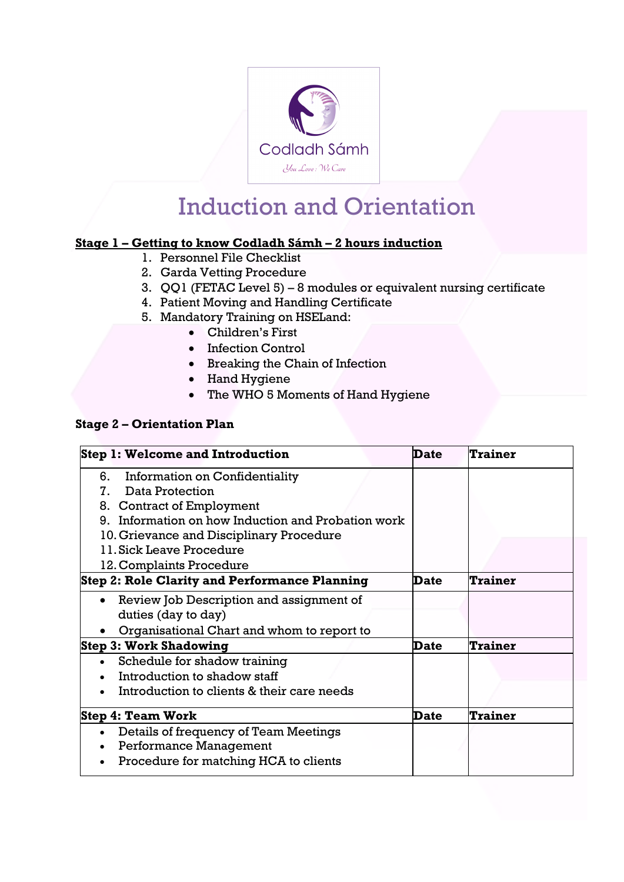Codladh Sámh

*You Love : We Care*

# Induction and Orientation

**Stage 1 – Getting to know Codladh Sámh – 2 hours induction**

1. Personnel File Checklist
2. Garda Vetting Procedure
3. QQ1 (FETAC Level 5) – 8 modules or equivalent nursing certificate
4. Patient Moving and Handling Certificate
5. Mandatory Training on HSELand:
    - Children's First
    - Infection Control
    - Breaking the Chain of Infection
    - Hand Hygiene
    - The WHO 5 Moments of Hand Hygiene

**Stage 2 – Orientation Plan**

| **Step 1: Welcome and Introduction** | **Date** | **Trainer** |
|---|---|---|
| 6. Information on Confidentiality<br>7. Data Protection<br>8. Contract of Employment<br>9. Information on how Induction and Probation work<br>10. Grievance and Disciplinary Procedure<br>11. Sick Leave Procedure<br>12. Complaints Procedure | | |
| **Step 2: Role Clarity and Performance Planning** | **Date** | **Trainer** |
| • Review Job Description and assignment of duties (day to day)<br>• Organisational Chart and whom to report to | | |
| **Step 3: Work Shadowing** | **Date** | **Trainer** |
| • Schedule for shadow training<br>• Introduction to shadow staff<br>• Introduction to clients & their care needs | | |
| **Step 4: Team Work** | **Date** | **Trainer** |
| • Details of frequency of Team Meetings<br>• Performance Management<br>• Procedure for matching HCA to clients | | |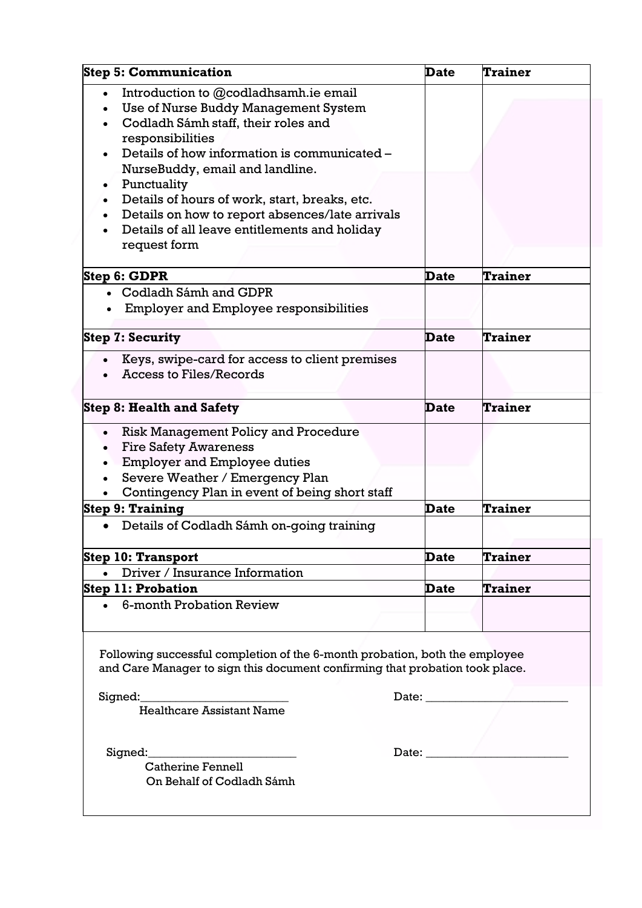| Step 5: Communication | Date | Trainer |
|---|---|---|
| • Introduction to @codladhsamh.ie email<br>• Use of Nurse Buddy Management System<br>• Codladh Sámh staff, their roles and responsibilities<br>• Details of how information is communicated – NurseBuddy, email and landline.<br>• Punctuality<br>• Details of hours of work, start, breaks, etc.<br>• Details on how to report absences/late arrivals<br>• Details of all leave entitlements and holiday request form | | |
| **Step 6: GDPR** | **Date** | **Trainer** |
| • Codladh Sámh and GDPR<br>• Employer and Employee responsibilities | | |
| **Step 7: Security** | **Date** | **Trainer** |
| • Keys, swipe-card for access to client premises<br>• Access to Files/Records | | |
| **Step 8: Health and Safety** | **Date** | **Trainer** |
| • Risk Management Policy and Procedure<br>• Fire Safety Awareness<br>• Employer and Employee duties<br>• Severe Weather / Emergency Plan<br>• Contingency Plan in event of being short staff | | |
| **Step 9: Training** | **Date** | **Trainer** |
| • Details of Codladh Sámh on-going training | | |
| **Step 10: Transport** | **Date** | **Trainer** |
| • Driver / Insurance Information | | |
| **Step 11: Probation** | **Date** | **Trainer** |
| • 6-month Probation Review | | |

Following successful completion of the 6-month probation, both the employee and Care Manager to sign this document confirming that probation took place.

Signed:________________________ Date: ______________________

Healthcare Assistant Name

Signed:________________________ Date: ______________________

Catherine Fennell
On Behalf of Codladh Sámh